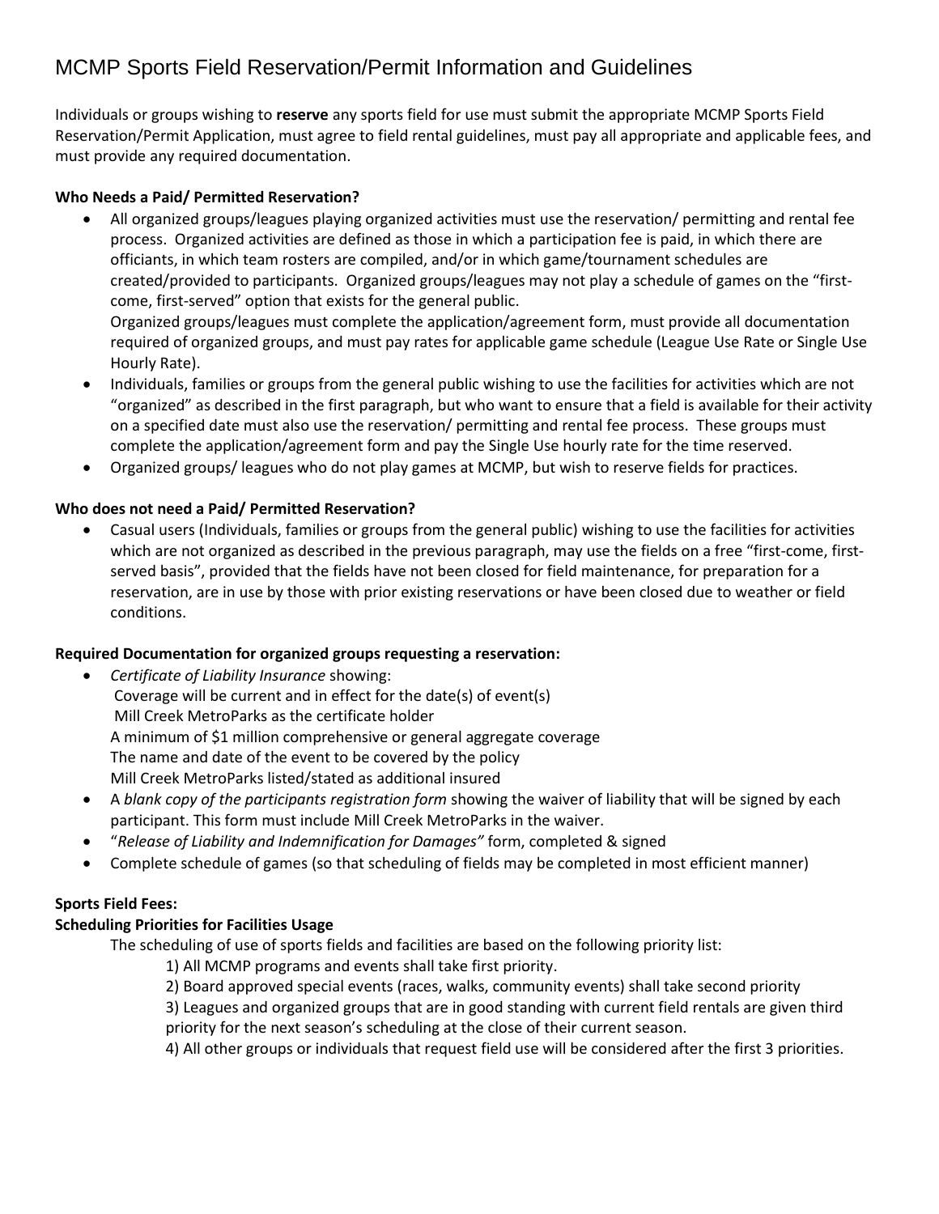# MCMP Sports Field Reservation/Permit Information and Guidelines

Individuals or groups wishing to **reserve** any sports field for use must submit the appropriate MCMP Sports Field Reservation/Permit Application, must agree to field rental guidelines, must pay all appropriate and applicable fees, and must provide any required documentation.

**Who Needs a Paid/ Permitted Reservation?**

- All organized groups/leagues playing organized activities must use the reservation/ permitting and rental fee process. Organized activities are defined as those in which a participation fee is paid, in which there are officiants, in which team rosters are compiled, and/or in which game/tournament schedules are created/provided to participants. Organized groups/leagues may not play a schedule of games on the "first-come, first-served" option that exists for the general public.
  Organized groups/leagues must complete the application/agreement form, must provide all documentation required of organized groups, and must pay rates for applicable game schedule (League Use Rate or Single Use Hourly Rate).
- Individuals, families or groups from the general public wishing to use the facilities for activities which are not "organized" as described in the first paragraph, but who want to ensure that a field is available for their activity on a specified date must also use the reservation/ permitting and rental fee process. These groups must complete the application/agreement form and pay the Single Use hourly rate for the time reserved.
- Organized groups/ leagues who do not play games at MCMP, but wish to reserve fields for practices.

**Who does not need a Paid/ Permitted Reservation?**

- Casual users (Individuals, families or groups from the general public) wishing to use the facilities for activities which are not organized as described in the previous paragraph, may use the fields on a free "first-come, first-served basis", provided that the fields have not been closed for field maintenance, for preparation for a reservation, are in use by those with prior existing reservations or have been closed due to weather or field conditions.

**Required Documentation for organized groups requesting a reservation:**

- *Certificate of Liability Insurance* showing:
  Coverage will be current and in effect for the date(s) of event(s)
  Mill Creek MetroParks as the certificate holder
  A minimum of $1 million comprehensive or general aggregate coverage
  The name and date of the event to be covered by the policy
  Mill Creek MetroParks listed/stated as additional insured
- A *blank copy of the participants registration form* showing the waiver of liability that will be signed by each participant. This form must include Mill Creek MetroParks in the waiver.
- "*Release of Liability and Indemnification for Damages"* form, completed & signed
- Complete schedule of games (so that scheduling of fields may be completed in most efficient manner)

**Sports Field Fees:**

**Scheduling Priorities for Facilities Usage**

The scheduling of use of sports fields and facilities are based on the following priority list:

1) All MCMP programs and events shall take first priority.
2) Board approved special events (races, walks, community events) shall take second priority
3) Leagues and organized groups that are in good standing with current field rentals are given third priority for the next season's scheduling at the close of their current season.
4) All other groups or individuals that request field use will be considered after the first 3 priorities.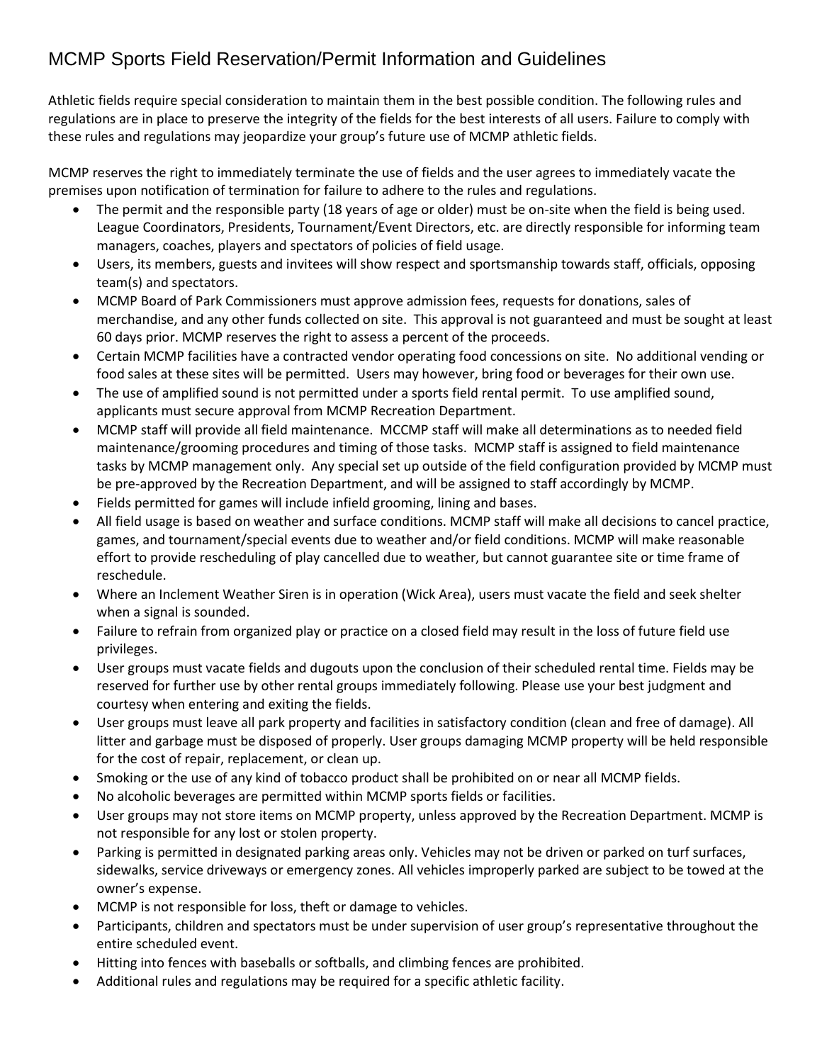# MCMP Sports Field Reservation/Permit Information and Guidelines

Athletic fields require special consideration to maintain them in the best possible condition. The following rules and regulations are in place to preserve the integrity of the fields for the best interests of all users. Failure to comply with these rules and regulations may jeopardize your group's future use of MCMP athletic fields.

MCMP reserves the right to immediately terminate the use of fields and the user agrees to immediately vacate the premises upon notification of termination for failure to adhere to the rules and regulations.

- The permit and the responsible party (18 years of age or older) must be on-site when the field is being used. League Coordinators, Presidents, Tournament/Event Directors, etc. are directly responsible for informing team managers, coaches, players and spectators of policies of field usage.
- Users, its members, guests and invitees will show respect and sportsmanship towards staff, officials, opposing team(s) and spectators.
- MCMP Board of Park Commissioners must approve admission fees, requests for donations, sales of merchandise, and any other funds collected on site. This approval is not guaranteed and must be sought at least 60 days prior. MCMP reserves the right to assess a percent of the proceeds.
- Certain MCMP facilities have a contracted vendor operating food concessions on site. No additional vending or food sales at these sites will be permitted. Users may however, bring food or beverages for their own use.
- The use of amplified sound is not permitted under a sports field rental permit. To use amplified sound, applicants must secure approval from MCMP Recreation Department.
- MCMP staff will provide all field maintenance. MCCMP staff will make all determinations as to needed field maintenance/grooming procedures and timing of those tasks. MCMP staff is assigned to field maintenance tasks by MCMP management only. Any special set up outside of the field configuration provided by MCMP must be pre-approved by the Recreation Department, and will be assigned to staff accordingly by MCMP.
- Fields permitted for games will include infield grooming, lining and bases.
- All field usage is based on weather and surface conditions. MCMP staff will make all decisions to cancel practice, games, and tournament/special events due to weather and/or field conditions. MCMP will make reasonable effort to provide rescheduling of play cancelled due to weather, but cannot guarantee site or time frame of reschedule.
- Where an Inclement Weather Siren is in operation (Wick Area), users must vacate the field and seek shelter when a signal is sounded.
- Failure to refrain from organized play or practice on a closed field may result in the loss of future field use privileges.
- User groups must vacate fields and dugouts upon the conclusion of their scheduled rental time. Fields may be reserved for further use by other rental groups immediately following. Please use your best judgment and courtesy when entering and exiting the fields.
- User groups must leave all park property and facilities in satisfactory condition (clean and free of damage). All litter and garbage must be disposed of properly. User groups damaging MCMP property will be held responsible for the cost of repair, replacement, or clean up.
- Smoking or the use of any kind of tobacco product shall be prohibited on or near all MCMP fields.
- No alcoholic beverages are permitted within MCMP sports fields or facilities.
- User groups may not store items on MCMP property, unless approved by the Recreation Department. MCMP is not responsible for any lost or stolen property.
- Parking is permitted in designated parking areas only. Vehicles may not be driven or parked on turf surfaces, sidewalks, service driveways or emergency zones. All vehicles improperly parked are subject to be towed at the owner's expense.
- MCMP is not responsible for loss, theft or damage to vehicles.
- Participants, children and spectators must be under supervision of user group's representative throughout the entire scheduled event.
- Hitting into fences with baseballs or softballs, and climbing fences are prohibited.
- Additional rules and regulations may be required for a specific athletic facility.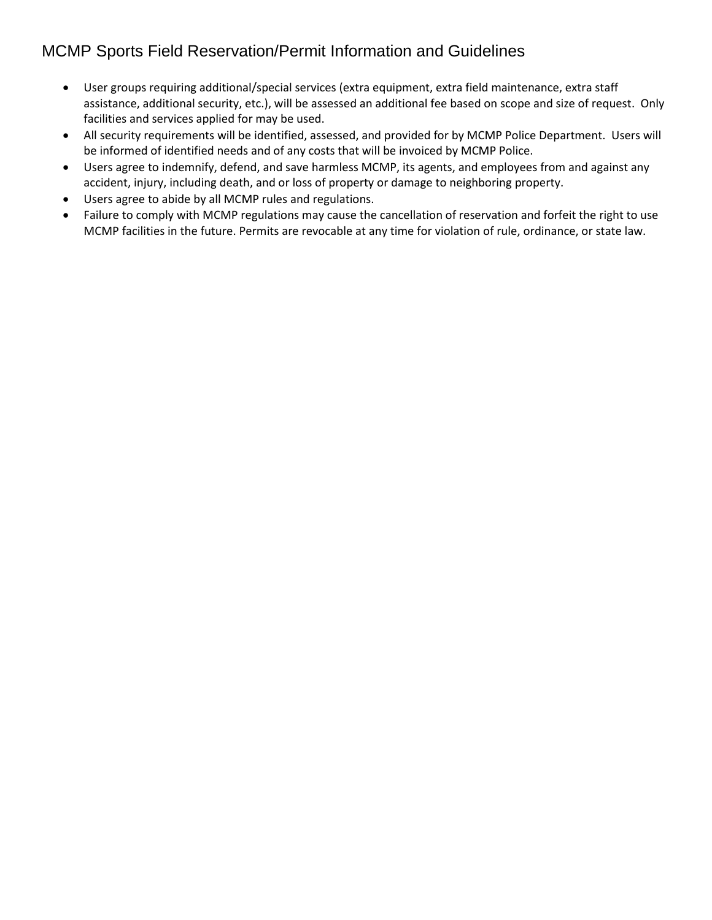# MCMP Sports Field Reservation/Permit Information and Guidelines

- User groups requiring additional/special services (extra equipment, extra field maintenance, extra staff assistance, additional security, etc.), will be assessed an additional fee based on scope and size of request. Only facilities and services applied for may be used.
- All security requirements will be identified, assessed, and provided for by MCMP Police Department. Users will be informed of identified needs and of any costs that will be invoiced by MCMP Police.
- Users agree to indemnify, defend, and save harmless MCMP, its agents, and employees from and against any accident, injury, including death, and or loss of property or damage to neighboring property.
- Users agree to abide by all MCMP rules and regulations.
- Failure to comply with MCMP regulations may cause the cancellation of reservation and forfeit the right to use MCMP facilities in the future. Permits are revocable at any time for violation of rule, ordinance, or state law.